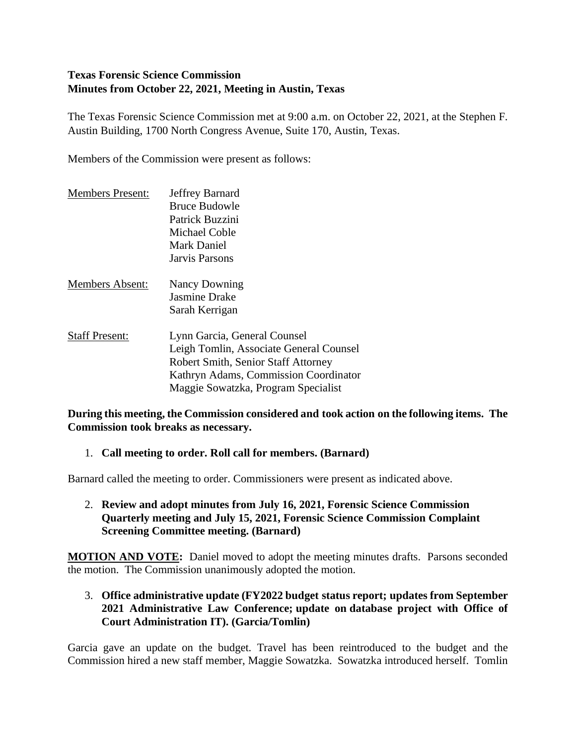**Texas Forensic Science Commission**
**Minutes from October 22, 2021, Meeting in Austin, Texas**

The Texas Forensic Science Commission met at 9:00 a.m. on October 22, 2021, at the Stephen F. Austin Building, 1700 North Congress Avenue, Suite 170, Austin, Texas.

Members of the Commission were present as follows:

| | |
|---|---|
| Members Present: | Jeffrey Barnard<br>Bruce Budowle<br>Patrick Buzzini<br>Michael Coble<br>Mark Daniel<br>Jarvis Parsons |
| Members Absent: | Nancy Downing<br>Jasmine Drake<br>Sarah Kerrigan |
| Staff Present: | Lynn Garcia, General Counsel<br>Leigh Tomlin, Associate General Counsel<br>Robert Smith, Senior Staff Attorney<br>Kathryn Adams, Commission Coordinator<br>Maggie Sowatzka, Program Specialist |

**During this meeting, the Commission considered and took action on the following items. The Commission took breaks as necessary.**

1. **Call meeting to order. Roll call for members. (Barnard)**

Barnard called the meeting to order. Commissioners were present as indicated above.

2. **Review and adopt minutes from July 16, 2021, Forensic Science Commission Quarterly meeting and July 15, 2021, Forensic Science Commission Complaint Screening Committee meeting. (Barnard)**

**MOTION AND VOTE:** Daniel moved to adopt the meeting minutes drafts. Parsons seconded the motion. The Commission unanimously adopted the motion.

3. **Office administrative update (FY2022 budget status report; updates from September 2021 Administrative Law Conference; update on database project with Office of Court Administration IT). (Garcia/Tomlin)**

Garcia gave an update on the budget. Travel has been reintroduced to the budget and the Commission hired a new staff member, Maggie Sowatzka. Sowatzka introduced herself. Tomlin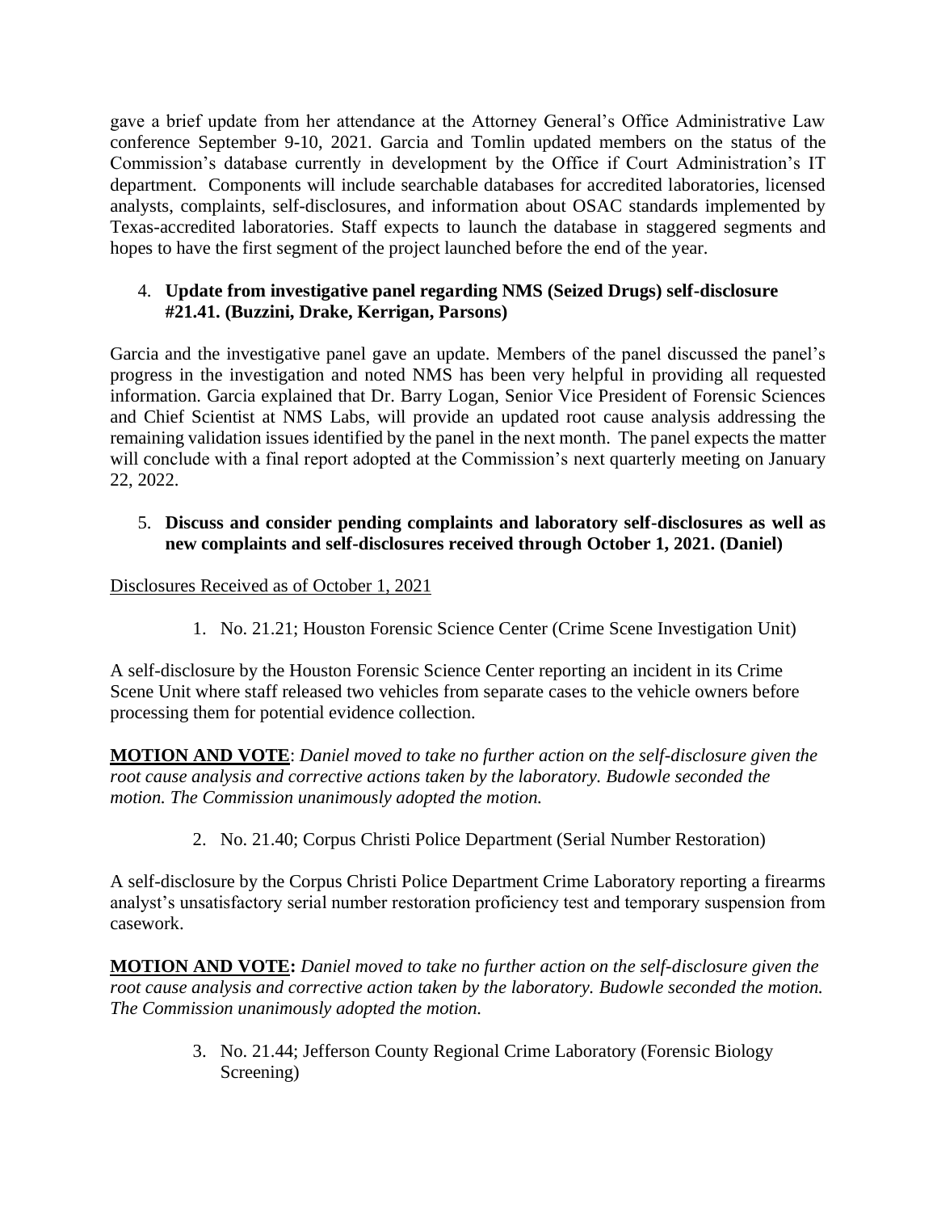gave a brief update from her attendance at the Attorney General's Office Administrative Law conference September 9-10, 2021. Garcia and Tomlin updated members on the status of the Commission's database currently in development by the Office if Court Administration's IT department. Components will include searchable databases for accredited laboratories, licensed analysts, complaints, self-disclosures, and information about OSAC standards implemented by Texas-accredited laboratories. Staff expects to launch the database in staggered segments and hopes to have the first segment of the project launched before the end of the year.

4. **Update from investigative panel regarding NMS (Seized Drugs) self-disclosure #21.41. (Buzzini, Drake, Kerrigan, Parsons)**

Garcia and the investigative panel gave an update. Members of the panel discussed the panel's progress in the investigation and noted NMS has been very helpful in providing all requested information. Garcia explained that Dr. Barry Logan, Senior Vice President of Forensic Sciences and Chief Scientist at NMS Labs, will provide an updated root cause analysis addressing the remaining validation issues identified by the panel in the next month. The panel expects the matter will conclude with a final report adopted at the Commission's next quarterly meeting on January 22, 2022.

5. **Discuss and consider pending complaints and laboratory self-disclosures as well as new complaints and self-disclosures received through October 1, 2021. (Daniel)**

<u>Disclosures Received as of October 1, 2021</u>

1. No. 21.21; Houston Forensic Science Center (Crime Scene Investigation Unit)

A self-disclosure by the Houston Forensic Science Center reporting an incident in its Crime Scene Unit where staff released two vehicles from separate cases to the vehicle owners before processing them for potential evidence collection.

**<u>MOTION AND VOTE</u>**: *Daniel moved to take no further action on the self-disclosure given the root cause analysis and corrective actions taken by the laboratory. Budowle seconded the motion. The Commission unanimously adopted the motion.*

2. No. 21.40; Corpus Christi Police Department (Serial Number Restoration)

A self-disclosure by the Corpus Christi Police Department Crime Laboratory reporting a firearms analyst's unsatisfactory serial number restoration proficiency test and temporary suspension from casework.

**<u>MOTION AND VOTE</u>:** *Daniel moved to take no further action on the self-disclosure given the root cause analysis and corrective action taken by the laboratory. Budowle seconded the motion. The Commission unanimously adopted the motion.*

3. No. 21.44; Jefferson County Regional Crime Laboratory (Forensic Biology Screening)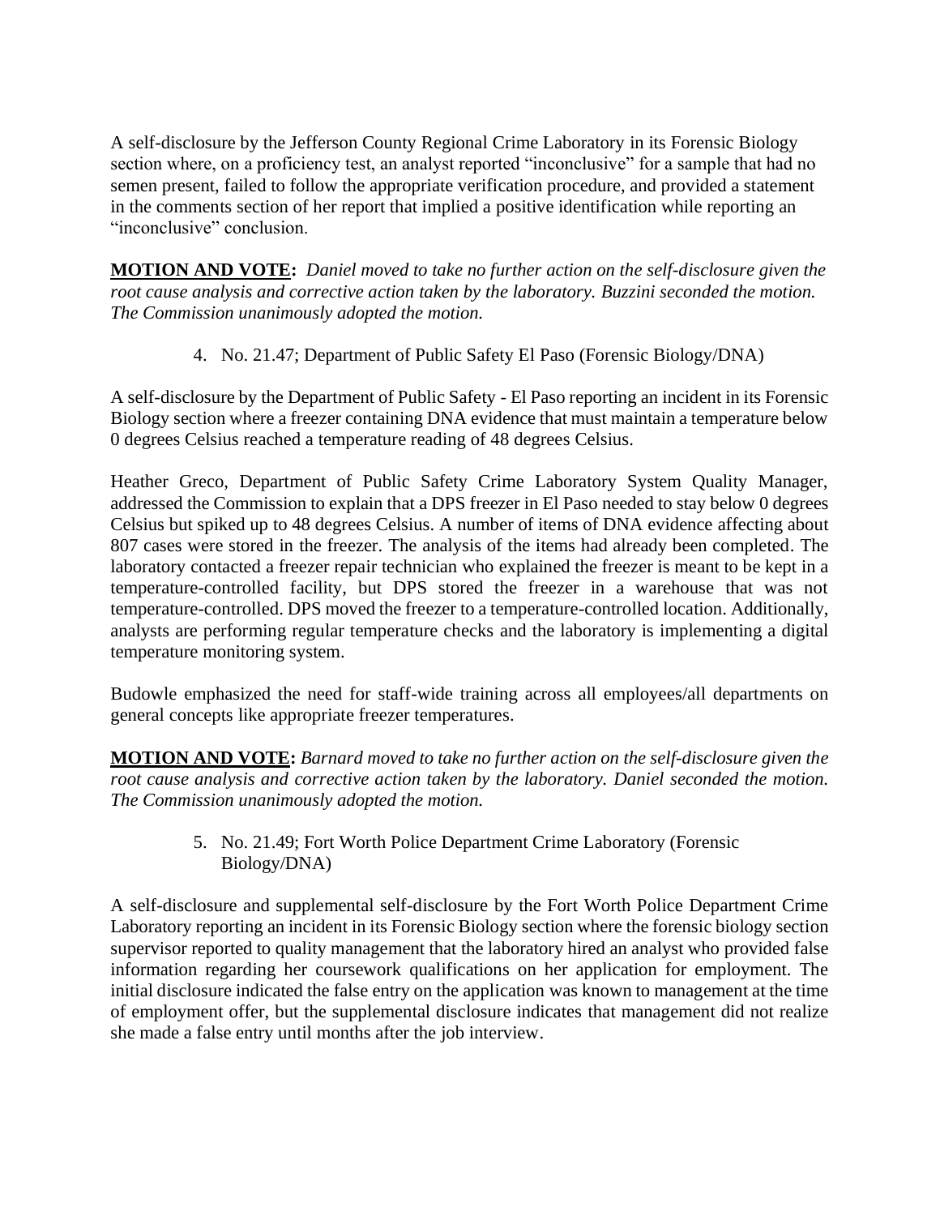A self-disclosure by the Jefferson County Regional Crime Laboratory in its Forensic Biology section where, on a proficiency test, an analyst reported "inconclusive" for a sample that had no semen present, failed to follow the appropriate verification procedure, and provided a statement in the comments section of her report that implied a positive identification while reporting an "inconclusive" conclusion.

**MOTION AND VOTE:** *Daniel moved to take no further action on the self-disclosure given the root cause analysis and corrective action taken by the laboratory. Buzzini seconded the motion. The Commission unanimously adopted the motion.*

4. No. 21.47; Department of Public Safety El Paso (Forensic Biology/DNA)

A self-disclosure by the Department of Public Safety - El Paso reporting an incident in its Forensic Biology section where a freezer containing DNA evidence that must maintain a temperature below 0 degrees Celsius reached a temperature reading of 48 degrees Celsius.

Heather Greco, Department of Public Safety Crime Laboratory System Quality Manager, addressed the Commission to explain that a DPS freezer in El Paso needed to stay below 0 degrees Celsius but spiked up to 48 degrees Celsius. A number of items of DNA evidence affecting about 807 cases were stored in the freezer. The analysis of the items had already been completed. The laboratory contacted a freezer repair technician who explained the freezer is meant to be kept in a temperature-controlled facility, but DPS stored the freezer in a warehouse that was not temperature-controlled. DPS moved the freezer to a temperature-controlled location. Additionally, analysts are performing regular temperature checks and the laboratory is implementing a digital temperature monitoring system.

Budowle emphasized the need for staff-wide training across all employees/all departments on general concepts like appropriate freezer temperatures.

**MOTION AND VOTE:** *Barnard moved to take no further action on the self-disclosure given the root cause analysis and corrective action taken by the laboratory. Daniel seconded the motion. The Commission unanimously adopted the motion.*

5. No. 21.49; Fort Worth Police Department Crime Laboratory (Forensic Biology/DNA)

A self-disclosure and supplemental self-disclosure by the Fort Worth Police Department Crime Laboratory reporting an incident in its Forensic Biology section where the forensic biology section supervisor reported to quality management that the laboratory hired an analyst who provided false information regarding her coursework qualifications on her application for employment. The initial disclosure indicated the false entry on the application was known to management at the time of employment offer, but the supplemental disclosure indicates that management did not realize she made a false entry until months after the job interview.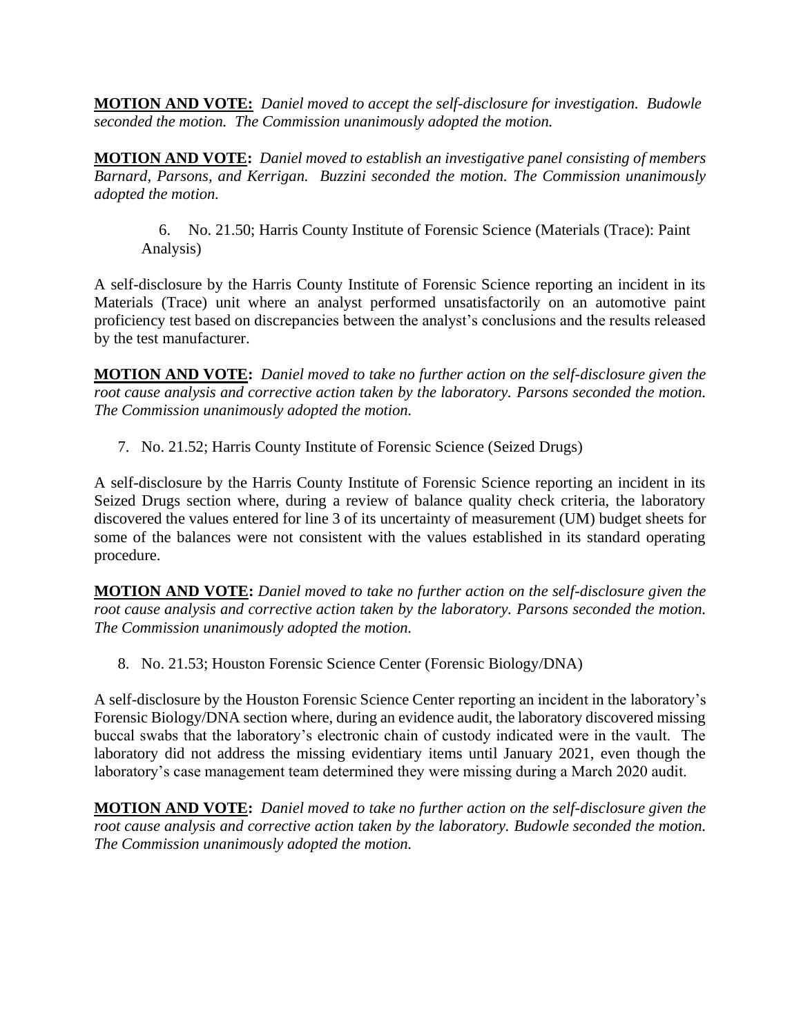**MOTION AND VOTE:** *Daniel moved to accept the self-disclosure for investigation. Budowle seconded the motion. The Commission unanimously adopted the motion.*

**MOTION AND VOTE:** *Daniel moved to establish an investigative panel consisting of members Barnard, Parsons, and Kerrigan. Buzzini seconded the motion. The Commission unanimously adopted the motion.*

6. No. 21.50; Harris County Institute of Forensic Science (Materials (Trace): Paint Analysis)

A self-disclosure by the Harris County Institute of Forensic Science reporting an incident in its Materials (Trace) unit where an analyst performed unsatisfactorily on an automotive paint proficiency test based on discrepancies between the analyst's conclusions and the results released by the test manufacturer.

**MOTION AND VOTE:** *Daniel moved to take no further action on the self-disclosure given the root cause analysis and corrective action taken by the laboratory. Parsons seconded the motion. The Commission unanimously adopted the motion.*

7. No. 21.52; Harris County Institute of Forensic Science (Seized Drugs)

A self-disclosure by the Harris County Institute of Forensic Science reporting an incident in its Seized Drugs section where, during a review of balance quality check criteria, the laboratory discovered the values entered for line 3 of its uncertainty of measurement (UM) budget sheets for some of the balances were not consistent with the values established in its standard operating procedure.

**MOTION AND VOTE:** *Daniel moved to take no further action on the self-disclosure given the root cause analysis and corrective action taken by the laboratory. Parsons seconded the motion. The Commission unanimously adopted the motion.*

8. No. 21.53; Houston Forensic Science Center (Forensic Biology/DNA)

A self-disclosure by the Houston Forensic Science Center reporting an incident in the laboratory's Forensic Biology/DNA section where, during an evidence audit, the laboratory discovered missing buccal swabs that the laboratory's electronic chain of custody indicated were in the vault. The laboratory did not address the missing evidentiary items until January 2021, even though the laboratory's case management team determined they were missing during a March 2020 audit.

**MOTION AND VOTE:** *Daniel moved to take no further action on the self-disclosure given the root cause analysis and corrective action taken by the laboratory. Budowle seconded the motion. The Commission unanimously adopted the motion.*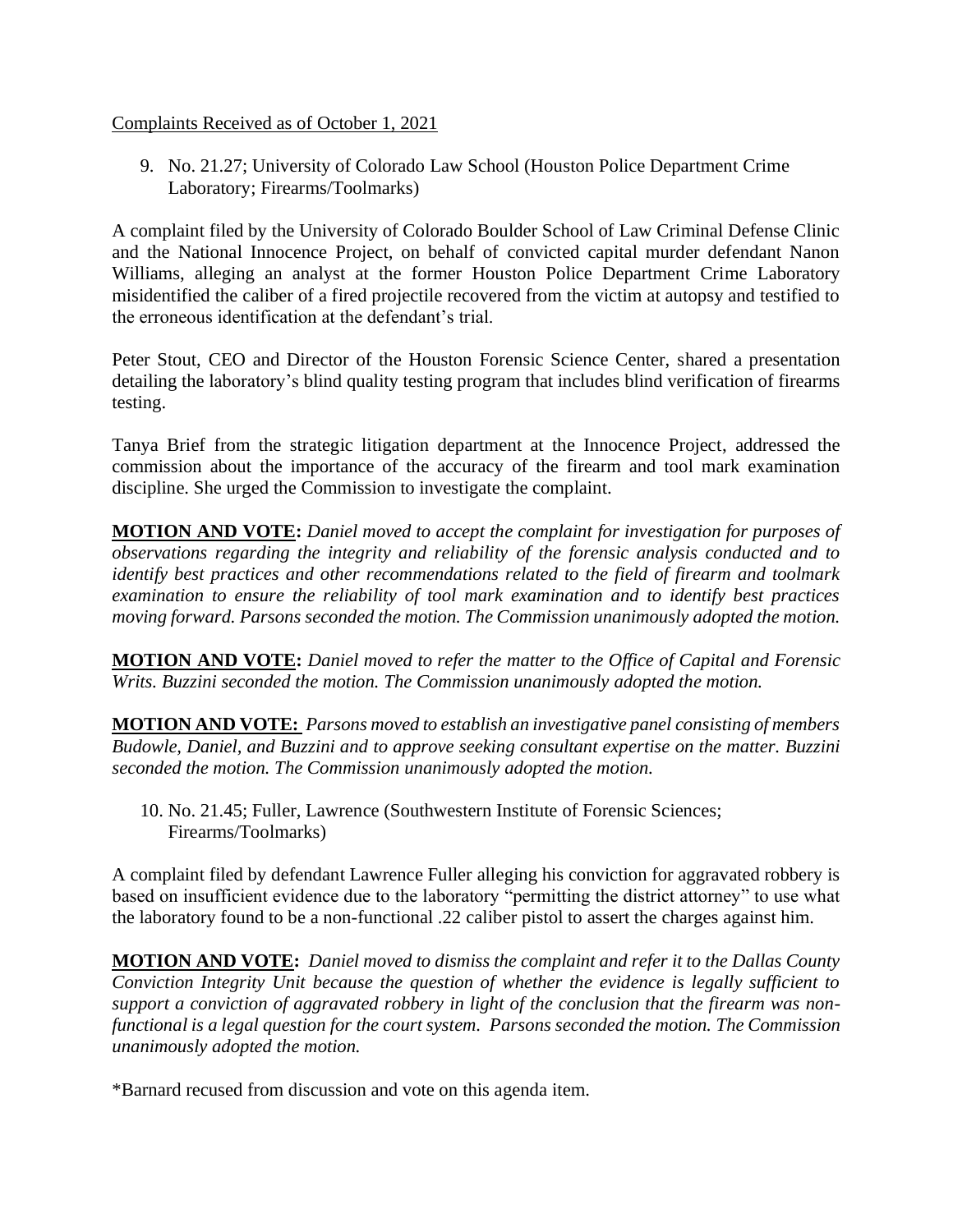Complaints Received as of October 1, 2021

9. No. 21.27; University of Colorado Law School (Houston Police Department Crime Laboratory; Firearms/Toolmarks)

A complaint filed by the University of Colorado Boulder School of Law Criminal Defense Clinic and the National Innocence Project, on behalf of convicted capital murder defendant Nanon Williams, alleging an analyst at the former Houston Police Department Crime Laboratory misidentified the caliber of a fired projectile recovered from the victim at autopsy and testified to the erroneous identification at the defendant's trial.

Peter Stout, CEO and Director of the Houston Forensic Science Center, shared a presentation detailing the laboratory's blind quality testing program that includes blind verification of firearms testing.

Tanya Brief from the strategic litigation department at the Innocence Project, addressed the commission about the importance of the accuracy of the firearm and tool mark examination discipline. She urged the Commission to investigate the complaint.

**MOTION AND VOTE:** *Daniel moved to accept the complaint for investigation for purposes of observations regarding the integrity and reliability of the forensic analysis conducted and to identify best practices and other recommendations related to the field of firearm and toolmark examination to ensure the reliability of tool mark examination and to identify best practices moving forward. Parsons seconded the motion. The Commission unanimously adopted the motion.*

**MOTION AND VOTE:** *Daniel moved to refer the matter to the Office of Capital and Forensic Writs. Buzzini seconded the motion. The Commission unanimously adopted the motion.*

**MOTION AND VOTE:** *Parsons moved to establish an investigative panel consisting of members Budowle, Daniel, and Buzzini and to approve seeking consultant expertise on the matter. Buzzini seconded the motion. The Commission unanimously adopted the motion.*

10. No. 21.45; Fuller, Lawrence (Southwestern Institute of Forensic Sciences; Firearms/Toolmarks)

A complaint filed by defendant Lawrence Fuller alleging his conviction for aggravated robbery is based on insufficient evidence due to the laboratory "permitting the district attorney" to use what the laboratory found to be a non-functional .22 caliber pistol to assert the charges against him.

**MOTION AND VOTE:** *Daniel moved to dismiss the complaint and refer it to the Dallas County Conviction Integrity Unit because the question of whether the evidence is legally sufficient to support a conviction of aggravated robbery in light of the conclusion that the firearm was non-functional is a legal question for the court system. Parsons seconded the motion. The Commission unanimously adopted the motion.*

*Barnard recused from discussion and vote on this agenda item.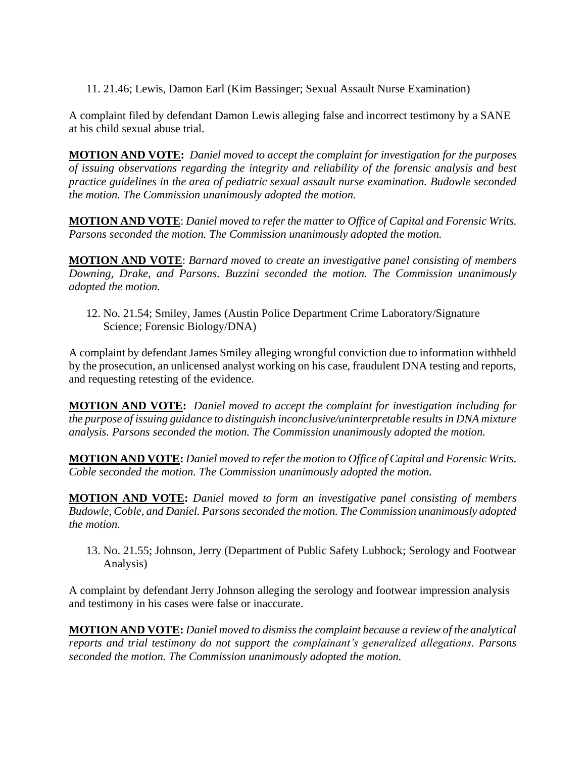11. 21.46; Lewis, Damon Earl (Kim Bassinger; Sexual Assault Nurse Examination)

A complaint filed by defendant Damon Lewis alleging false and incorrect testimony by a SANE at his child sexual abuse trial.

**MOTION AND VOTE:** *Daniel moved to accept the complaint for investigation for the purposes of issuing observations regarding the integrity and reliability of the forensic analysis and best practice guidelines in the area of pediatric sexual assault nurse examination. Budowle seconded the motion. The Commission unanimously adopted the motion.*

**MOTION AND VOTE**: *Daniel moved to refer the matter to Office of Capital and Forensic Writs. Parsons seconded the motion. The Commission unanimously adopted the motion.*

**MOTION AND VOTE**: *Barnard moved to create an investigative panel consisting of members Downing, Drake, and Parsons. Buzzini seconded the motion. The Commission unanimously adopted the motion.*

12. No. 21.54; Smiley, James (Austin Police Department Crime Laboratory/Signature Science; Forensic Biology/DNA)

A complaint by defendant James Smiley alleging wrongful conviction due to information withheld by the prosecution, an unlicensed analyst working on his case, fraudulent DNA testing and reports, and requesting retesting of the evidence.

**MOTION AND VOTE:** *Daniel moved to accept the complaint for investigation including for the purpose of issuing guidance to distinguish inconclusive/uninterpretable results in DNA mixture analysis. Parsons seconded the motion. The Commission unanimously adopted the motion.*

**MOTION AND VOTE:** *Daniel moved to refer the motion to Office of Capital and Forensic Writs. Coble seconded the motion. The Commission unanimously adopted the motion.*

**MOTION AND VOTE:** *Daniel moved to form an investigative panel consisting of members Budowle, Coble, and Daniel. Parsons seconded the motion. The Commission unanimously adopted the motion.*

13. No. 21.55; Johnson, Jerry (Department of Public Safety Lubbock; Serology and Footwear Analysis)

A complaint by defendant Jerry Johnson alleging the serology and footwear impression analysis and testimony in his cases were false or inaccurate.

**MOTION AND VOTE:** *Daniel moved to dismiss the complaint because a review of the analytical reports and trial testimony do not support the complainant's generalized allegations. Parsons seconded the motion. The Commission unanimously adopted the motion.*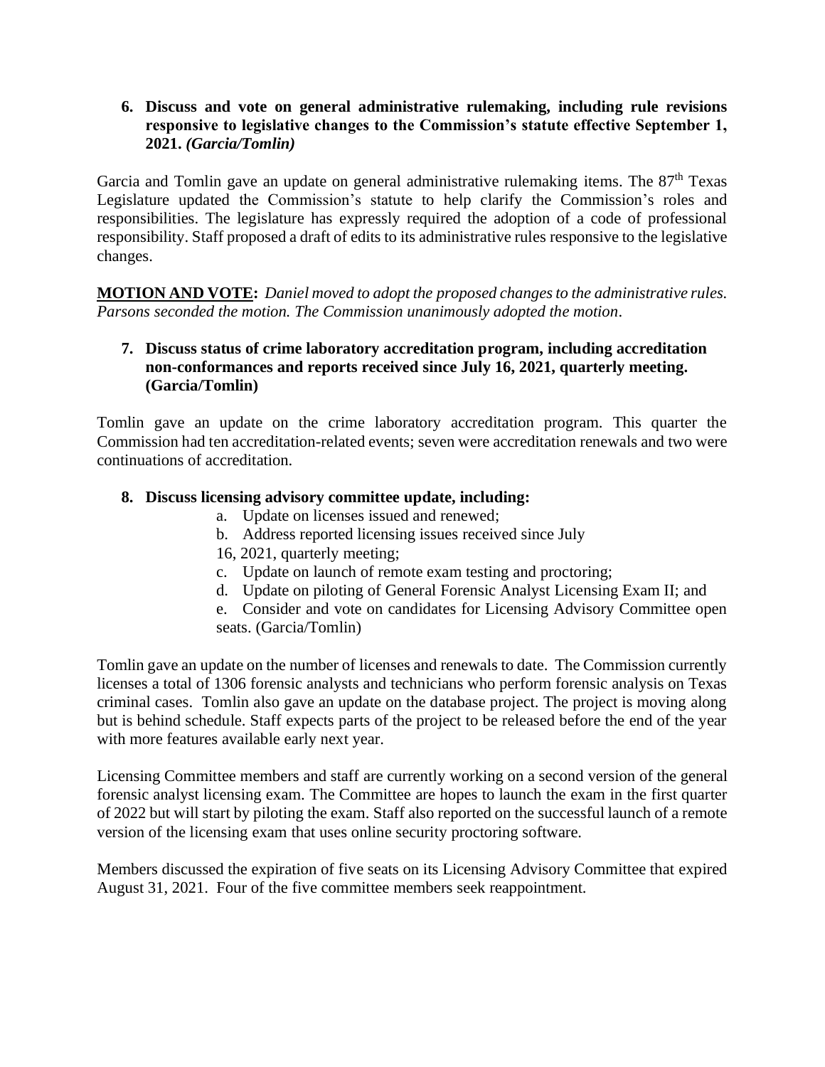**6. Discuss and vote on general administrative rulemaking, including rule revisions responsive to legislative changes to the Commission's statute effective September 1, 2021.** ***(Garcia/Tomlin)***

Garcia and Tomlin gave an update on general administrative rulemaking items. The 87th Texas Legislature updated the Commission's statute to help clarify the Commission's roles and responsibilities. The legislature has expressly required the adoption of a code of professional responsibility. Staff proposed a draft of edits to its administrative rules responsive to the legislative changes.

**MOTION AND VOTE:** *Daniel moved to adopt the proposed changes to the administrative rules. Parsons seconded the motion. The Commission unanimously adopted the motion*.

**7. Discuss status of crime laboratory accreditation program, including accreditation non-conformances and reports received since July 16, 2021, quarterly meeting. (Garcia/Tomlin)**

Tomlin gave an update on the crime laboratory accreditation program. This quarter the Commission had ten accreditation-related events; seven were accreditation renewals and two were continuations of accreditation.

**8. Discuss licensing advisory committee update, including:**

a. Update on licenses issued and renewed;
b. Address reported licensing issues received since July 16, 2021, quarterly meeting;
c. Update on launch of remote exam testing and proctoring;
d. Update on piloting of General Forensic Analyst Licensing Exam II; and
e. Consider and vote on candidates for Licensing Advisory Committee open seats. (Garcia/Tomlin)

Tomlin gave an update on the number of licenses and renewals to date. The Commission currently licenses a total of 1306 forensic analysts and technicians who perform forensic analysis on Texas criminal cases. Tomlin also gave an update on the database project. The project is moving along but is behind schedule. Staff expects parts of the project to be released before the end of the year with more features available early next year.

Licensing Committee members and staff are currently working on a second version of the general forensic analyst licensing exam. The Committee are hopes to launch the exam in the first quarter of 2022 but will start by piloting the exam. Staff also reported on the successful launch of a remote version of the licensing exam that uses online security proctoring software.

Members discussed the expiration of five seats on its Licensing Advisory Committee that expired August 31, 2021. Four of the five committee members seek reappointment.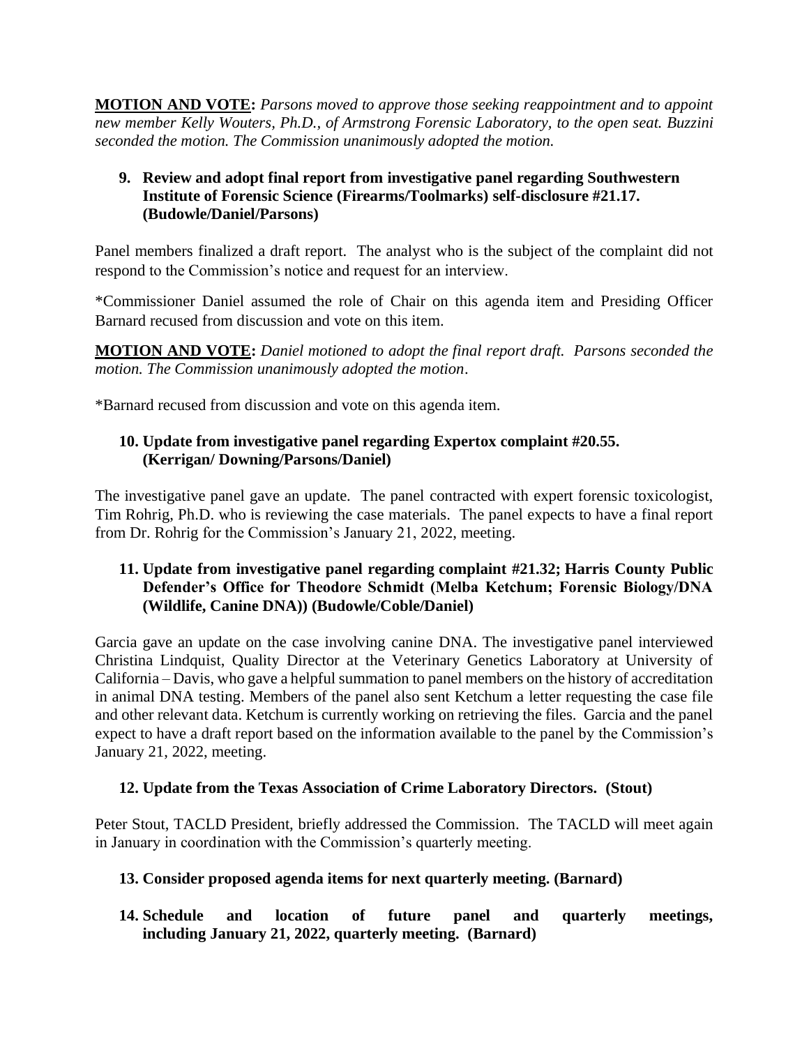**MOTION AND VOTE:** *Parsons moved to approve those seeking reappointment and to appoint new member Kelly Wouters, Ph.D., of Armstrong Forensic Laboratory, to the open seat. Buzzini seconded the motion. The Commission unanimously adopted the motion.*

**9. Review and adopt final report from investigative panel regarding Southwestern Institute of Forensic Science (Firearms/Toolmarks) self-disclosure #21.17. (Budowle/Daniel/Parsons)**

Panel members finalized a draft report. The analyst who is the subject of the complaint did not respond to the Commission's notice and request for an interview.

*Commissioner Daniel assumed the role of Chair on this agenda item and Presiding Officer Barnard recused from discussion and vote on this item.

**MOTION AND VOTE:** *Daniel motioned to adopt the final report draft. Parsons seconded the motion. The Commission unanimously adopted the motion*.

*Barnard recused from discussion and vote on this agenda item.

**10. Update from investigative panel regarding Expertox complaint #20.55. (Kerrigan/ Downing/Parsons/Daniel)**

The investigative panel gave an update. The panel contracted with expert forensic toxicologist, Tim Rohrig, Ph.D. who is reviewing the case materials. The panel expects to have a final report from Dr. Rohrig for the Commission's January 21, 2022, meeting.

**11. Update from investigative panel regarding complaint #21.32; Harris County Public Defender's Office for Theodore Schmidt (Melba Ketchum; Forensic Biology/DNA (Wildlife, Canine DNA)) (Budowle/Coble/Daniel)**

Garcia gave an update on the case involving canine DNA. The investigative panel interviewed Christina Lindquist, Quality Director at the Veterinary Genetics Laboratory at University of California – Davis, who gave a helpful summation to panel members on the history of accreditation in animal DNA testing. Members of the panel also sent Ketchum a letter requesting the case file and other relevant data. Ketchum is currently working on retrieving the files. Garcia and the panel expect to have a draft report based on the information available to the panel by the Commission's January 21, 2022, meeting.

**12. Update from the Texas Association of Crime Laboratory Directors. (Stout)**

Peter Stout, TACLD President, briefly addressed the Commission. The TACLD will meet again in January in coordination with the Commission's quarterly meeting.

**13. Consider proposed agenda items for next quarterly meeting. (Barnard)**

**14. Schedule and location of future panel and quarterly meetings, including January 21, 2022, quarterly meeting. (Barnard)**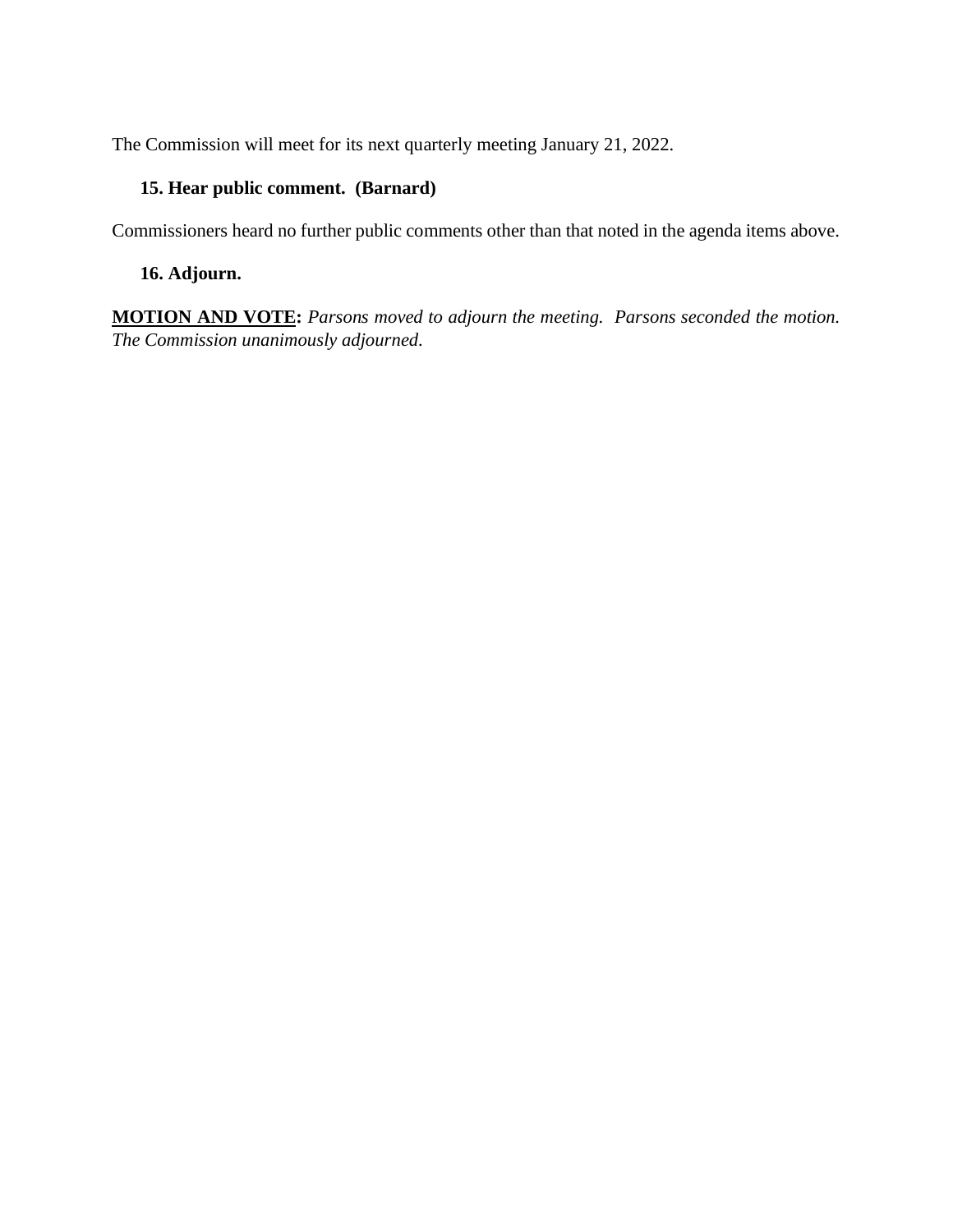The Commission will meet for its next quarterly meeting January 21, 2022.

**15. Hear public comment. (Barnard)**

Commissioners heard no further public comments other than that noted in the agenda items above.

**16. Adjourn.**

**MOTION AND VOTE:** *Parsons moved to adjourn the meeting. Parsons seconded the motion. The Commission unanimously adjourned.*